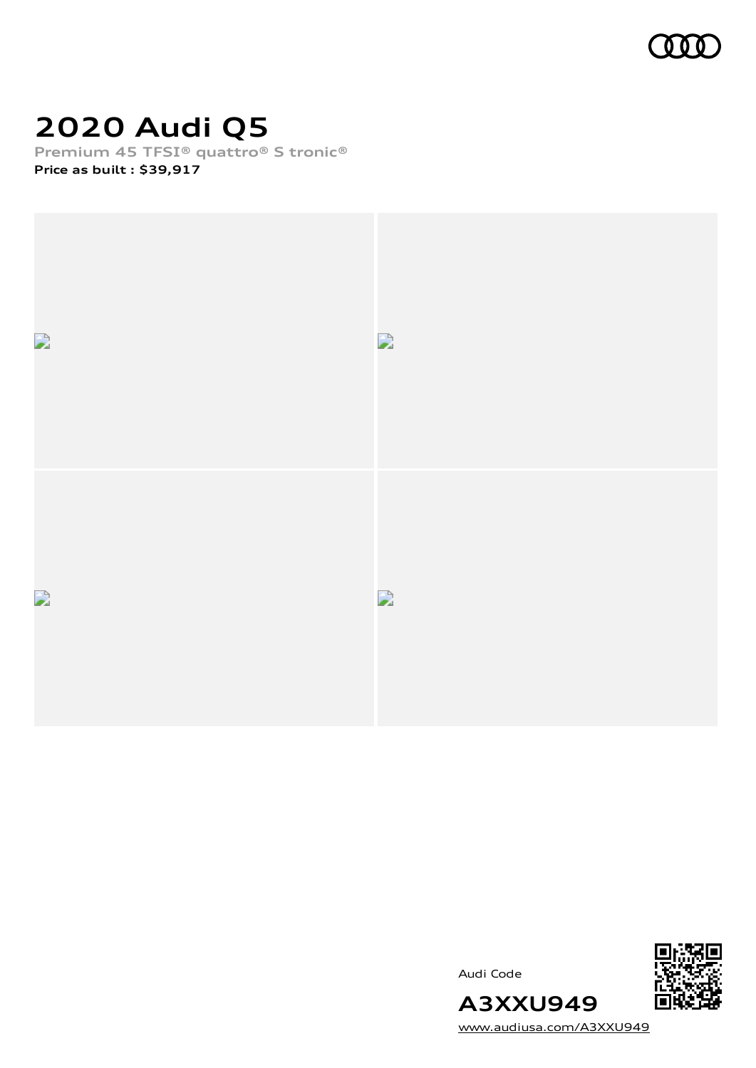# 2020 Audi Q5

**Premium 45 TFSI® quattro® S tronic®**

**Price as built : $39,917**

Audi Code

**A3XXU949**

www.audiusa.com/A3XXU949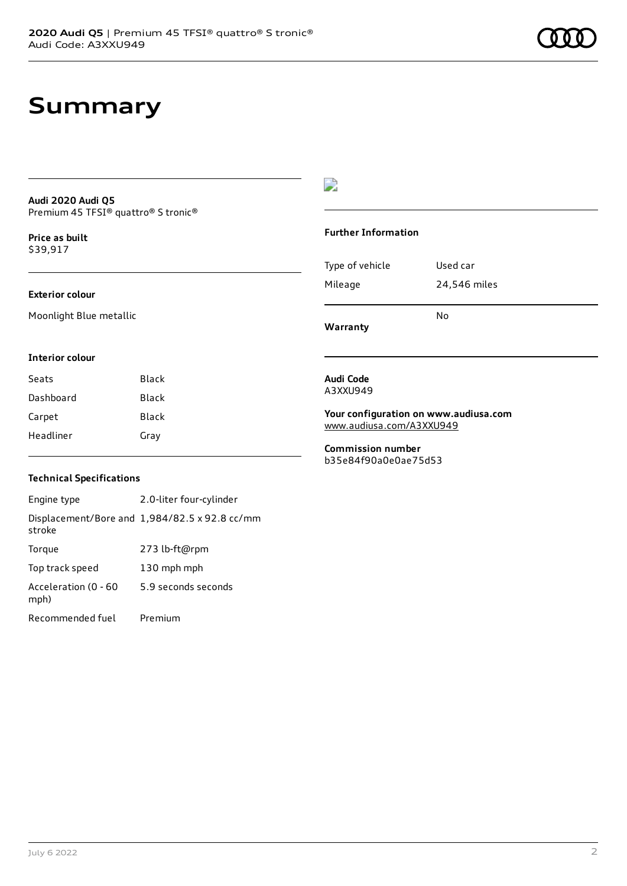# Summary

**Audi 2020 Audi Q5**
Premium 45 TFSI® quattro® S tronic®

**Price as built**
$39,917

### Exterior colour

Moonlight Blue metallic

### Interior colour

| Seats | Black |
| --- | --- |
| Dashboard | Black |
| Carpet | Black |
| Headliner | Gray |

### Technical Specifications

| Engine type | 2.0-liter four-cylinder |
| --- | --- |
| Displacement/Bore and stroke | 1,984/82.5 x 92.8 cc/mm |
| Torque | 273 lb-ft@rpm |
| Top track speed | 130 mph mph |
| Acceleration (0 - 60 mph) | 5.9 seconds seconds |
| Recommended fuel | Premium |

### Further Information

| Type of vehicle | Used car |
| --- | --- |
| Mileage | 24,546 miles |
| Warranty | No |

**Audi Code**
A3XXU949

**Your configuration on www.audiusa.com**
www.audiusa.com/A3XXU949

**Commission number**
b35e84f90a0e0ae75d53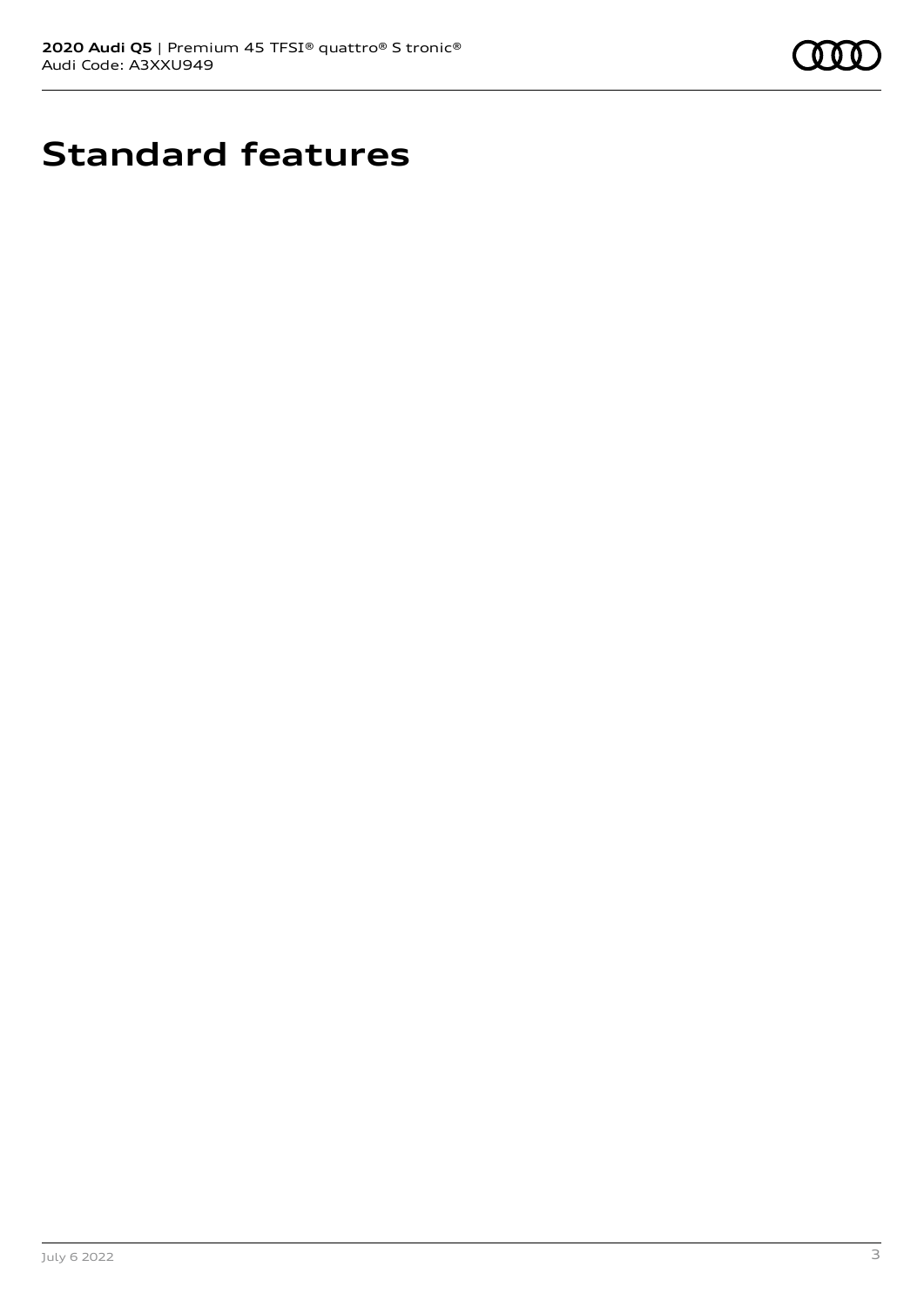# Standard features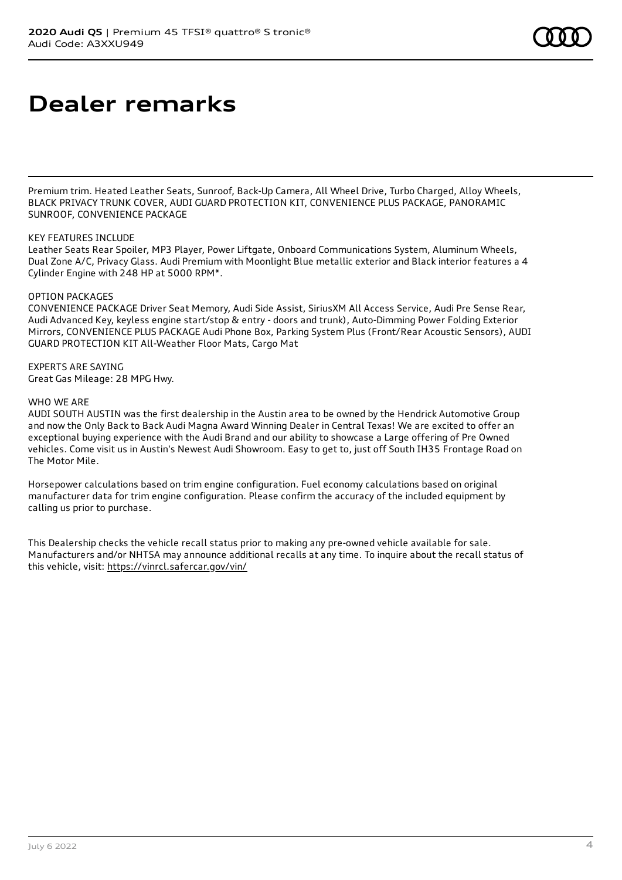# Dealer remarks

Premium trim. Heated Leather Seats, Sunroof, Back-Up Camera, All Wheel Drive, Turbo Charged, Alloy Wheels, BLACK PRIVACY TRUNK COVER, AUDI GUARD PROTECTION KIT, CONVENIENCE PLUS PACKAGE, PANORAMIC SUNROOF, CONVENIENCE PACKAGE

KEY FEATURES INCLUDE
Leather Seats Rear Spoiler, MP3 Player, Power Liftgate, Onboard Communications System, Aluminum Wheels, Dual Zone A/C, Privacy Glass. Audi Premium with Moonlight Blue metallic exterior and Black interior features a 4 Cylinder Engine with 248 HP at 5000 RPM*.

OPTION PACKAGES
CONVENIENCE PACKAGE Driver Seat Memory, Audi Side Assist, SiriusXM All Access Service, Audi Pre Sense Rear, Audi Advanced Key, keyless engine start/stop & entry - doors and trunk), Auto-Dimming Power Folding Exterior Mirrors, CONVENIENCE PLUS PACKAGE Audi Phone Box, Parking System Plus (Front/Rear Acoustic Sensors), AUDI GUARD PROTECTION KIT All-Weather Floor Mats, Cargo Mat

EXPERTS ARE SAYING
Great Gas Mileage: 28 MPG Hwy.

WHO WE ARE
AUDI SOUTH AUSTIN was the first dealership in the Austin area to be owned by the Hendrick Automotive Group and now the Only Back to Back Audi Magna Award Winning Dealer in Central Texas! We are excited to offer an exceptional buying experience with the Audi Brand and our ability to showcase a Large offering of Pre Owned vehicles. Come visit us in Austin's Newest Audi Showroom. Easy to get to, just off South IH35 Frontage Road on The Motor Mile.

Horsepower calculations based on trim engine configuration. Fuel economy calculations based on original manufacturer data for trim engine configuration. Please confirm the accuracy of the included equipment by calling us prior to purchase.

This Dealership checks the vehicle recall status prior to making any pre-owned vehicle available for sale. Manufacturers and/or NHTSA may announce additional recalls at any time. To inquire about the recall status of this vehicle, visit: https://vinrcl.safercar.gov/vin/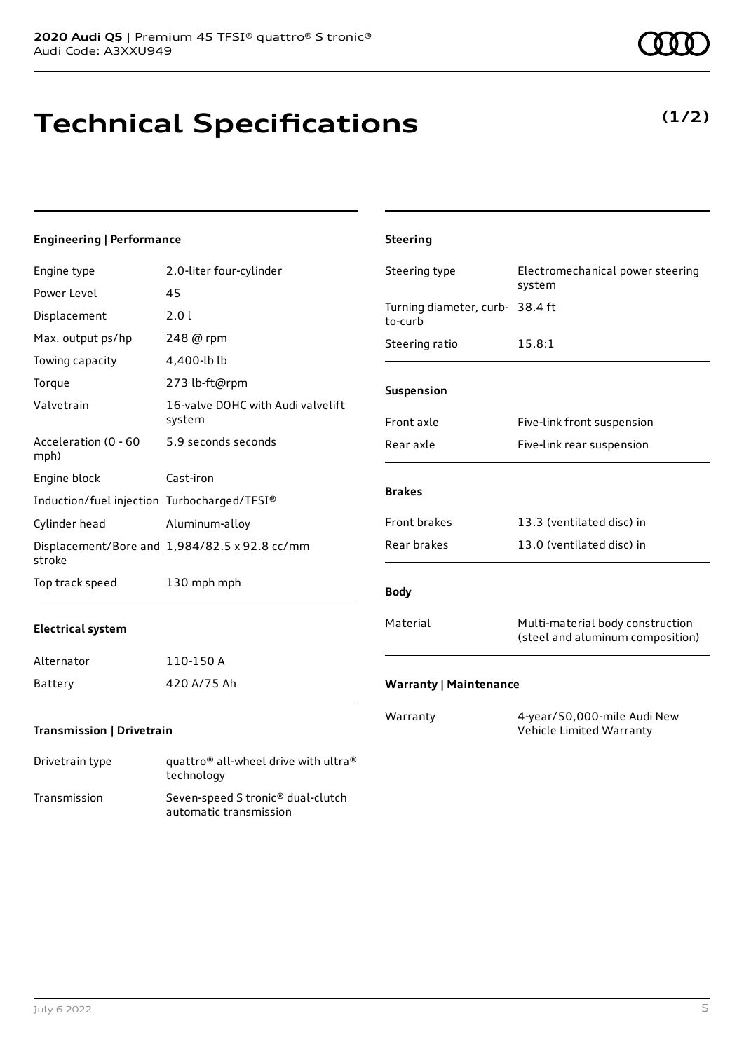# Technical Specifications

**(1/2)**

### Engineering | Performance

| | |
|---|---|
| Engine type | 2.0-liter four-cylinder |
| Power Level | 45 |
| Displacement | 2.0 l |
| Max. output ps/hp | 248 @ rpm |
| Towing capacity | 4,400-lb lb |
| Torque | 273 lb-ft@rpm |
| Valvetrain | 16-valve DOHC with Audi valvelift system |
| Acceleration (0 - 60 mph) | 5.9 seconds seconds |
| Engine block | Cast-iron |
| Induction/fuel injection | Turbocharged/TFSI® |
| Cylinder head | Aluminum-alloy |
| Displacement/Bore and stroke | 1,984/82.5 x 92.8 cc/mm |
| Top track speed | 130 mph mph |

### Electrical system

| | |
|---|---|
| Alternator | 110-150 A |
| Battery | 420 A/75 Ah |

### Transmission | Drivetrain

| | |
|---|---|
| Drivetrain type | quattro® all-wheel drive with ultra® technology |
| Transmission | Seven-speed S tronic® dual-clutch automatic transmission |

### Steering

| | |
|---|---|
| Steering type | Electromechanical power steering system |
| Turning diameter, curb-to-curb | 38.4 ft |
| Steering ratio | 15.8:1 |

### Suspension

| | |
|---|---|
| Front axle | Five-link front suspension |
| Rear axle | Five-link rear suspension |

### Brakes

| | |
|---|---|
| Front brakes | 13.3 (ventilated disc) in |
| Rear brakes | 13.0 (ventilated disc) in |

### Body

| | |
|---|---|
| Material | Multi-material body construction (steel and aluminum composition) |

### Warranty | Maintenance

| | |
|---|---|
| Warranty | 4-year/50,000-mile Audi New Vehicle Limited Warranty |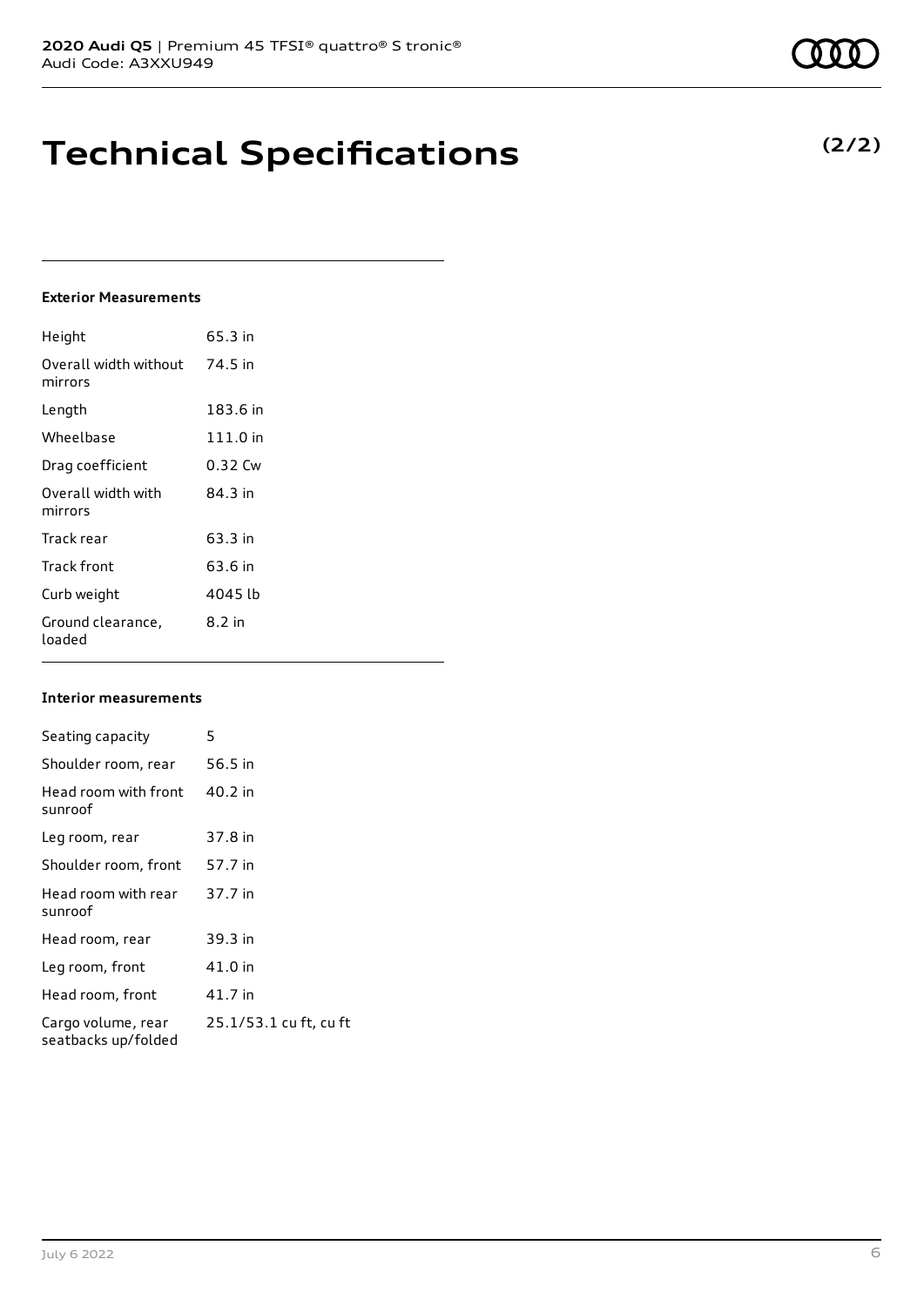# Technical Specifications

**(2/2)**

### Exterior Measurements

| | |
|---|---|
| Height | 65.3 in |
| Overall width without mirrors | 74.5 in |
| Length | 183.6 in |
| Wheelbase | 111.0 in |
| Drag coefficient | 0.32 Cw |
| Overall width with mirrors | 84.3 in |
| Track rear | 63.3 in |
| Track front | 63.6 in |
| Curb weight | 4045 lb |
| Ground clearance, loaded | 8.2 in |

### Interior measurements

| | |
|---|---|
| Seating capacity | 5 |
| Shoulder room, rear | 56.5 in |
| Head room with front sunroof | 40.2 in |
| Leg room, rear | 37.8 in |
| Shoulder room, front | 57.7 in |
| Head room with rear sunroof | 37.7 in |
| Head room, rear | 39.3 in |
| Leg room, front | 41.0 in |
| Head room, front | 41.7 in |
| Cargo volume, rear seatbacks up/folded | 25.1/53.1 cu ft, cu ft |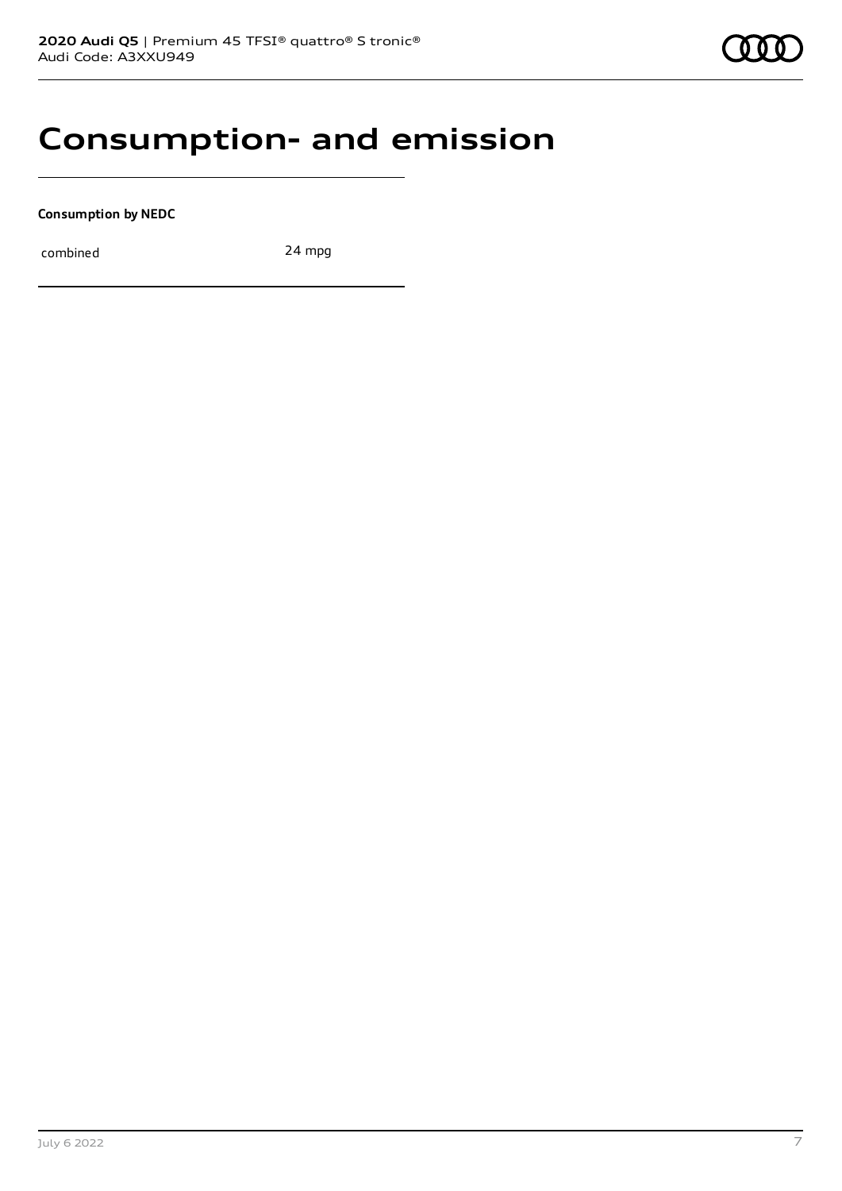# Consumption- and emission

**Consumption by NEDC**

| | |
|---|---|
| combined | 24 mpg |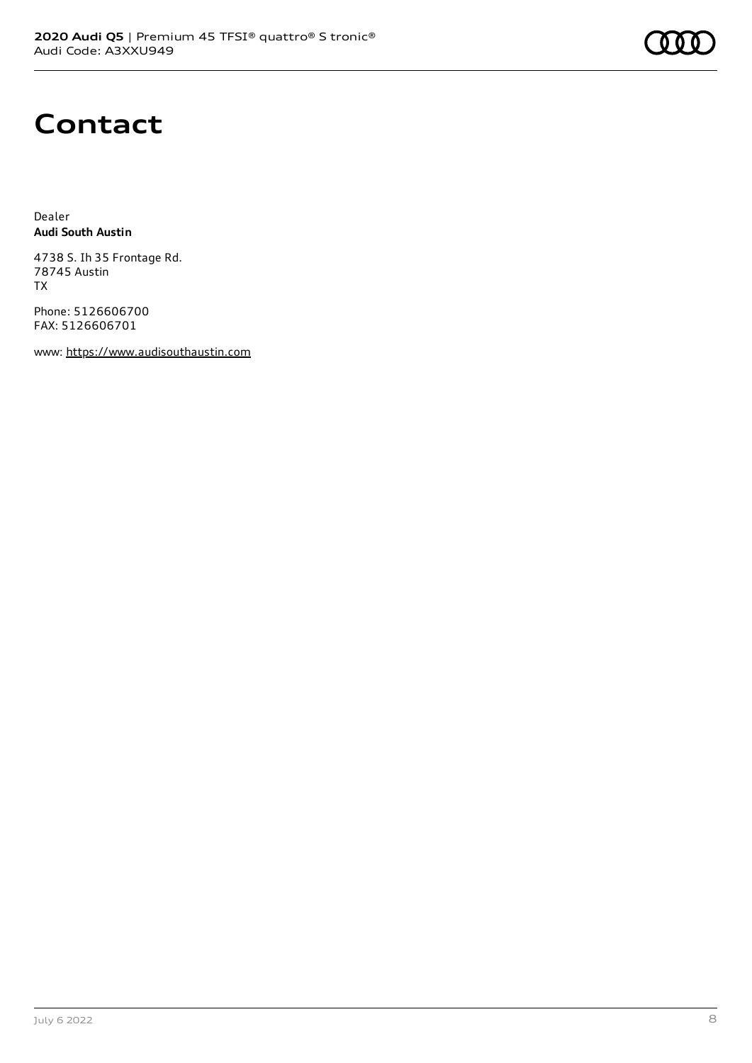# Contact

Dealer
**Audi South Austin**

4738 S. Ih 35 Frontage Rd.
78745 Austin
TX

Phone: 5126606700
FAX: 5126606701

www: https://www.audisouthaustin.com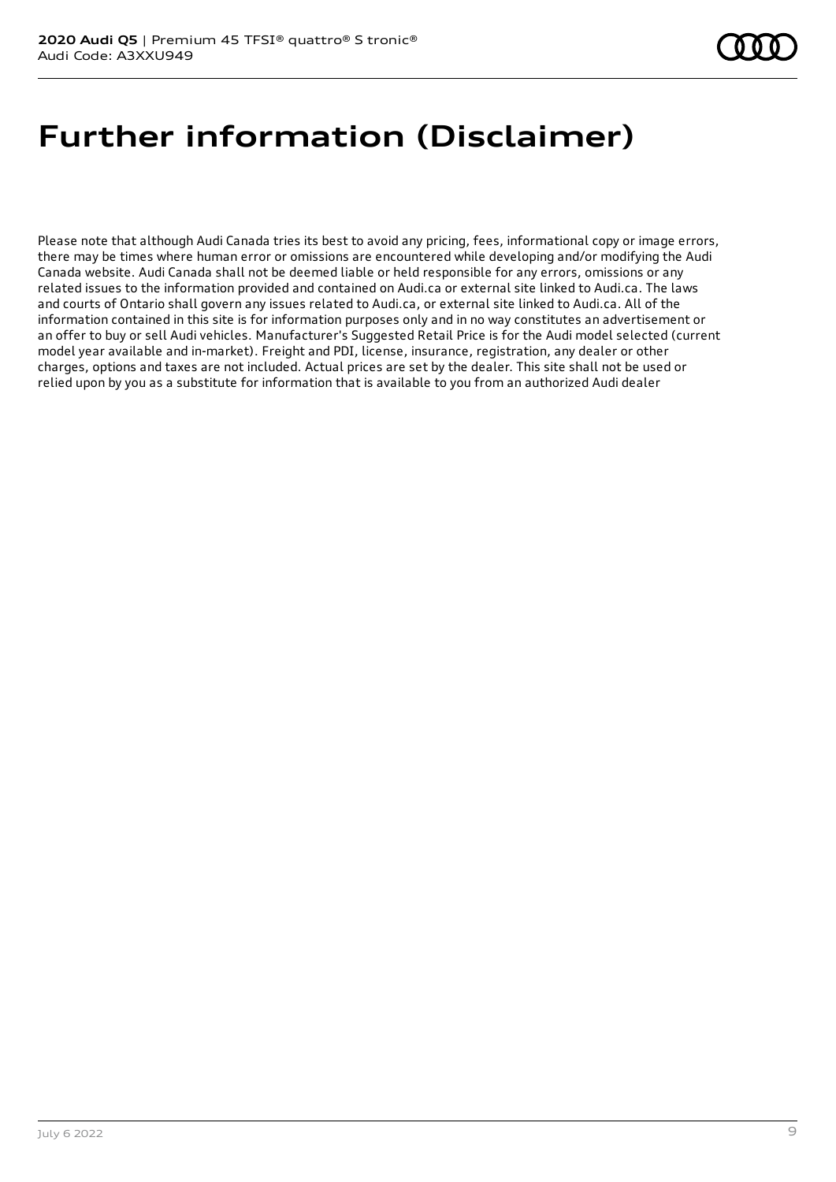# Further information (Disclaimer)

Please note that although Audi Canada tries its best to avoid any pricing, fees, informational copy or image errors, there may be times where human error or omissions are encountered while developing and/or modifying the Audi Canada website. Audi Canada shall not be deemed liable or held responsible for any errors, omissions or any related issues to the information provided and contained on Audi.ca or external site linked to Audi.ca. The laws and courts of Ontario shall govern any issues related to Audi.ca, or external site linked to Audi.ca. All of the information contained in this site is for information purposes only and in no way constitutes an advertisement or an offer to buy or sell Audi vehicles. Manufacturer's Suggested Retail Price is for the Audi model selected (current model year available and in-market). Freight and PDI, license, insurance, registration, any dealer or other charges, options and taxes are not included. Actual prices are set by the dealer. This site shall not be used or relied upon by you as a substitute for information that is available to you from an authorized Audi dealer